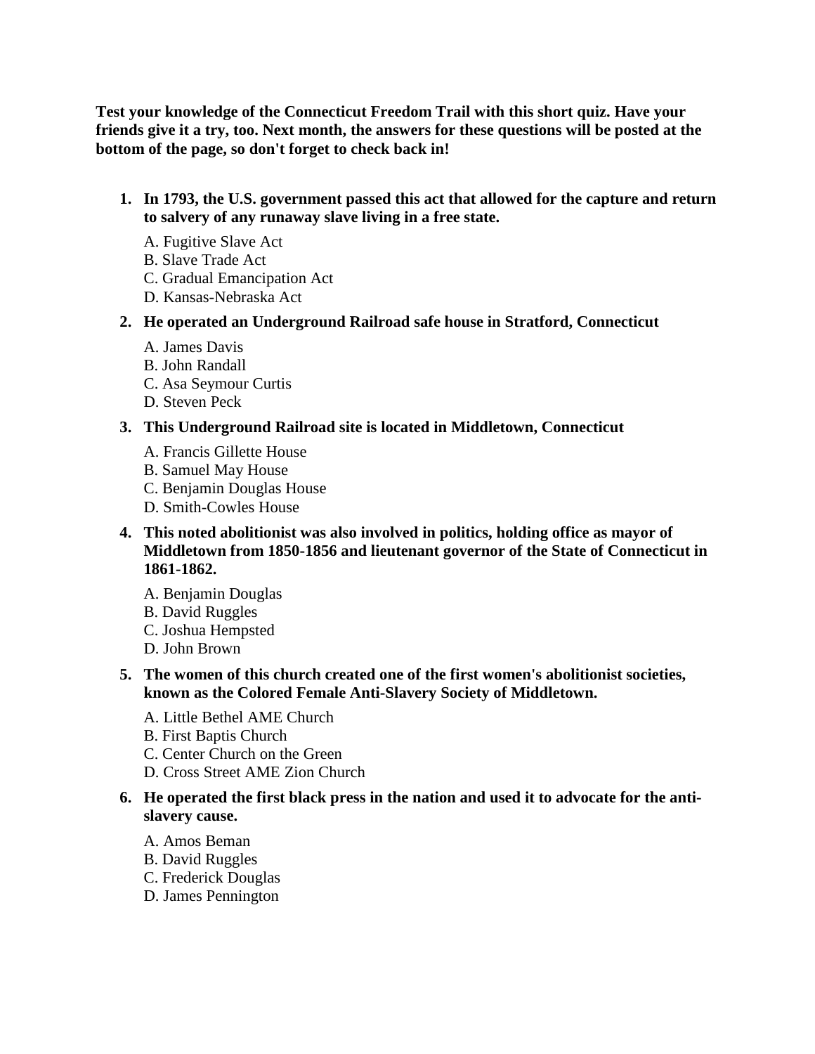**Test your knowledge of the Connecticut Freedom Trail with this short quiz. Have your friends give it a try, too. Next month, the answers for these questions will be posted at the bottom of the page, so don't forget to check back in!**

1. **In 1793, the U.S. government passed this act that allowed for the capture and return to salvery of any runaway slave living in a free state.**

   A. Fugitive Slave Act
   B. Slave Trade Act
   C. Gradual Emancipation Act
   D. Kansas-Nebraska Act

2. **He operated an Underground Railroad safe house in Stratford, Connecticut**

   A. James Davis
   B. John Randall
   C. Asa Seymour Curtis
   D. Steven Peck

3. **This Underground Railroad site is located in Middletown, Connecticut**

   A. Francis Gillette House
   B. Samuel May House
   C. Benjamin Douglas House
   D. Smith-Cowles House

4. **This noted abolitionist was also involved in politics, holding office as mayor of Middletown from 1850-1856 and lieutenant governor of the State of Connecticut in 1861-1862.**

   A. Benjamin Douglas
   B. David Ruggles
   C. Joshua Hempsted
   D. John Brown

5. **The women of this church created one of the first women's abolitionist societies, known as the Colored Female Anti-Slavery Society of Middletown.**

   A. Little Bethel AME Church
   B. First Baptis Church
   C. Center Church on the Green
   D. Cross Street AME Zion Church

6. **He operated the first black press in the nation and used it to advocate for the anti-slavery cause.**

   A. Amos Beman
   B. David Ruggles
   C. Frederick Douglas
   D. James Pennington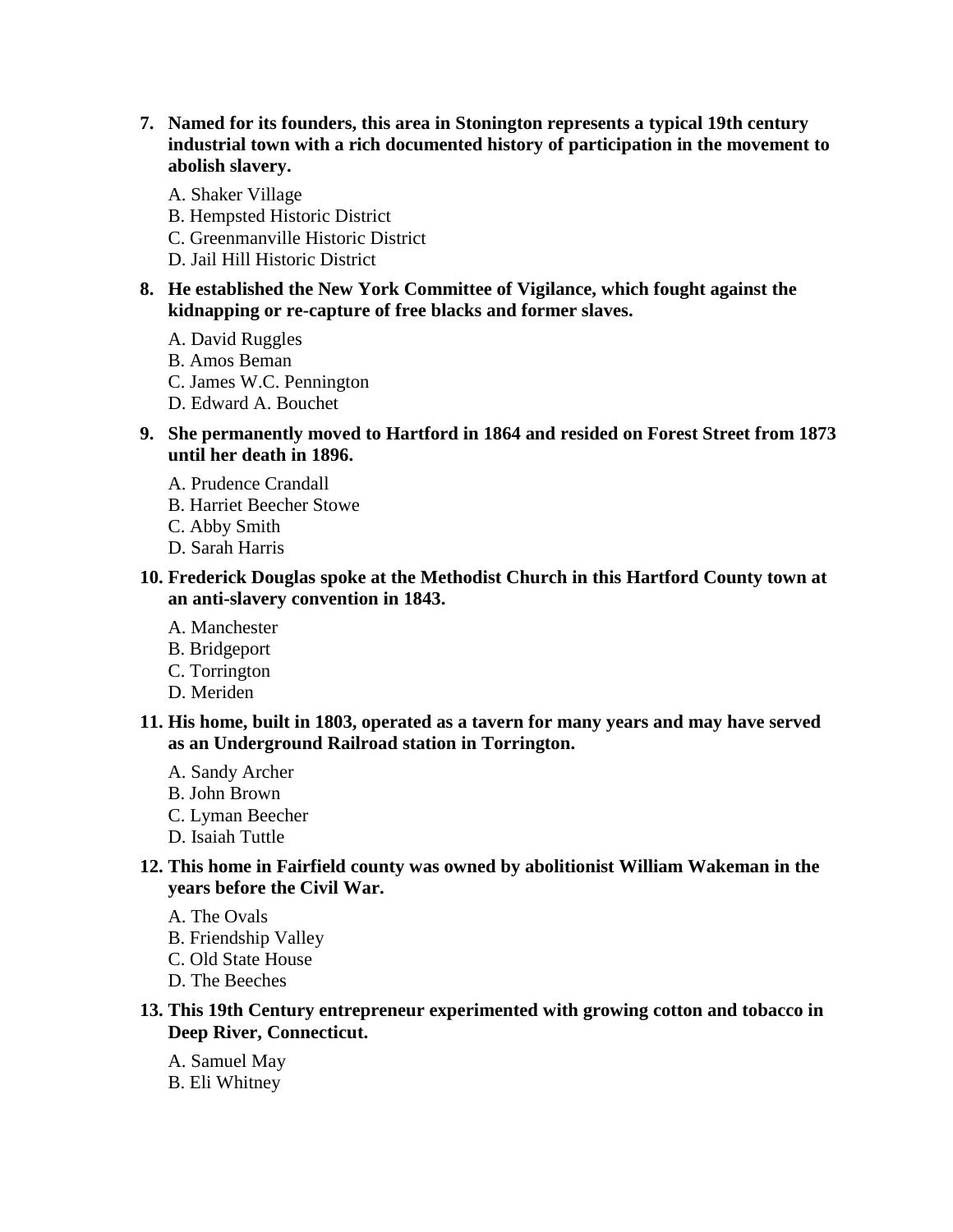7. **Named for its founders, this area in Stonington represents a typical 19th century industrial town with a rich documented history of participation in the movement to abolish slavery.**

   A. Shaker Village  
   B. Hempsted Historic District  
   C. Greenmanville Historic District  
   D. Jail Hill Historic District

8. **He established the New York Committee of Vigilance, which fought against the kidnapping or re-capture of free blacks and former slaves.**

   A. David Ruggles  
   B. Amos Beman  
   C. James W.C. Pennington  
   D. Edward A. Bouchet

9. **She permanently moved to Hartford in 1864 and resided on Forest Street from 1873 until her death in 1896.**

   A. Prudence Crandall  
   B. Harriet Beecher Stowe  
   C. Abby Smith  
   D. Sarah Harris

10. **Frederick Douglas spoke at the Methodist Church in this Hartford County town at an anti-slavery convention in 1843.**

    A. Manchester  
    B. Bridgeport  
    C. Torrington  
    D. Meriden

11. **His home, built in 1803, operated as a tavern for many years and may have served as an Underground Railroad station in Torrington.**

    A. Sandy Archer  
    B. John Brown  
    C. Lyman Beecher  
    D. Isaiah Tuttle

12. **This home in Fairfield county was owned by abolitionist William Wakeman in the years before the Civil War.**

    A. The Ovals  
    B. Friendship Valley  
    C. Old State House  
    D. The Beeches

13. **This 19th Century entrepreneur experimented with growing cotton and tobacco in Deep River, Connecticut.**

    A. Samuel May  
    B. Eli Whitney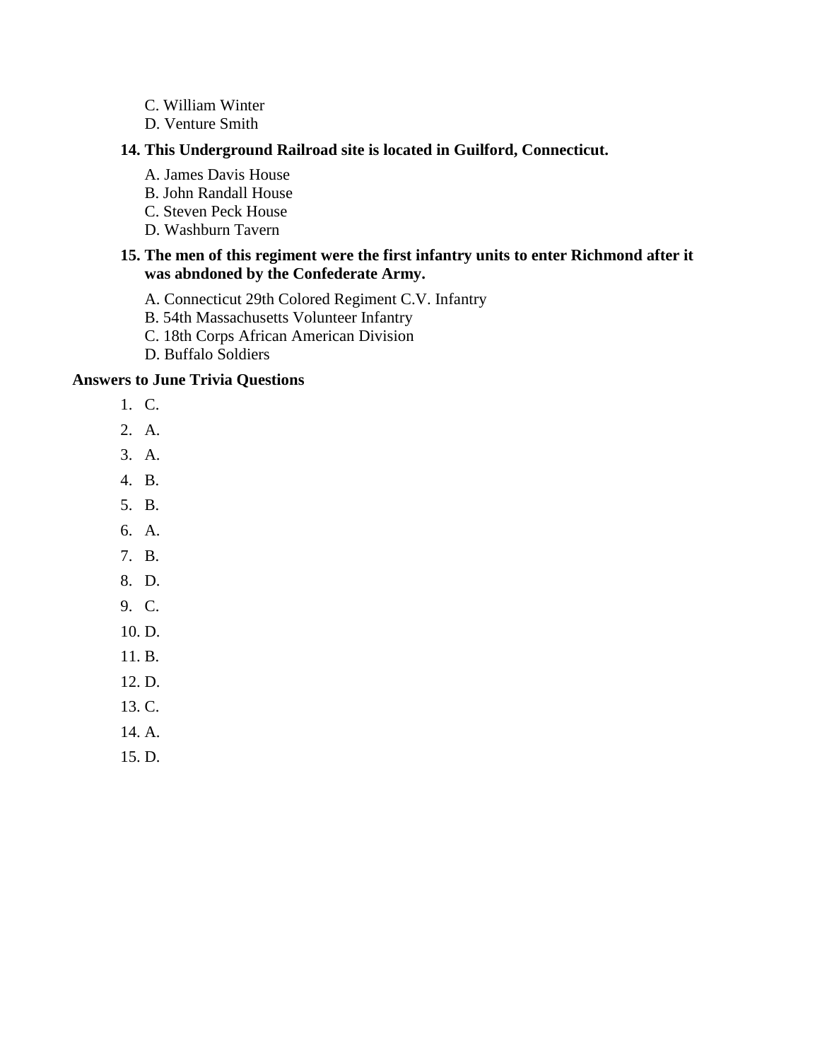C. William Winter
D. Venture Smith

**14. This Underground Railroad site is located in Guilford, Connecticut.**

A. James Davis House
B. John Randall House
C. Steven Peck House
D. Washburn Tavern

**15. The men of this regiment were the first infantry units to enter Richmond after it was abndoned by the Confederate Army.**

A. Connecticut 29th Colored Regiment C.V. Infantry
B. 54th Massachusetts Volunteer Infantry
C. 18th Corps African American Division
D. Buffalo Soldiers

**Answers to June Trivia Questions**

1. C.
2. A.
3. A.
4. B.
5. B.
6. A.
7. B.
8. D.
9. C.
10. D.
11. B.
12. D.
13. C.
14. A.
15. D.